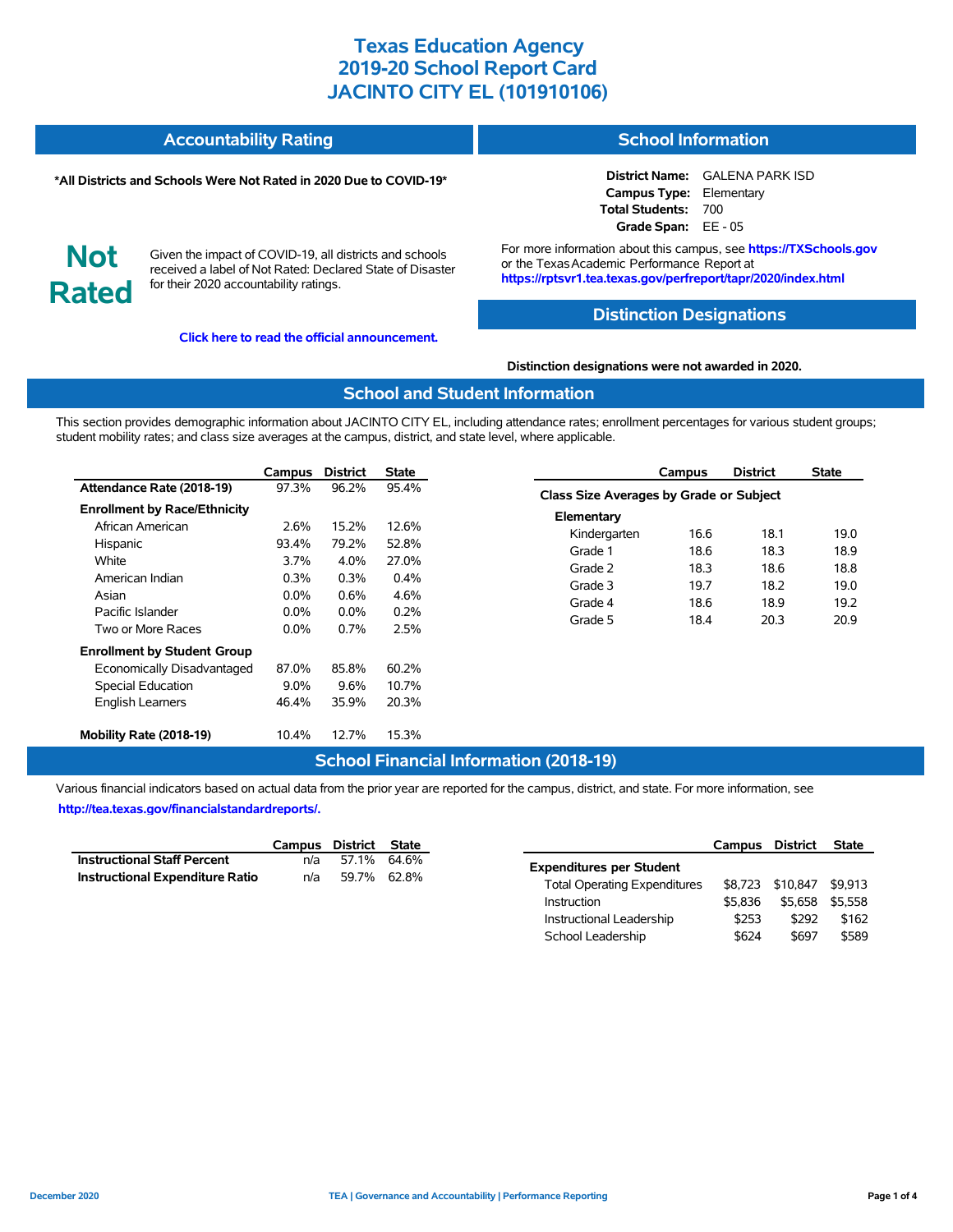# Texas Education Agency
# 2019-20 School Report Card
# JACINTO CITY EL (101910106)

## Accountability Rating

**\*All Districts and Schools Were Not Rated in 2020 Due to COVID-19\***

**Not Rated**

Given the impact of COVID-19, all districts and schools received a label of Not Rated: Declared State of Disaster for their 2020 accountability ratings.

**Click here to read the official announcement.**

## School Information

**District Name:** GALENA PARK ISD
**Campus Type:** Elementary
**Total Students:** 700
**Grade Span:** EE - 05

For more information about this campus, see **https://TXSchools.gov** or the Texas Academic Performance Report at **https://rptsvr1.tea.texas.gov/perfreport/tapr/2020/index.html**

## Distinction Designations

**Distinction designations were not awarded in 2020.**

## School and Student Information

This section provides demographic information about JACINTO CITY EL, including attendance rates; enrollment percentages for various student groups; student mobility rates; and class size averages at the campus, district, and state level, where applicable.

| | Campus | District | State |
|---|---|---|---|
| **Attendance Rate (2018-19)** | 97.3% | 96.2% | 95.4% |
| **Enrollment by Race/Ethnicity** | | | |
| African American | 2.6% | 15.2% | 12.6% |
| Hispanic | 93.4% | 79.2% | 52.8% |
| White | 3.7% | 4.0% | 27.0% |
| American Indian | 0.3% | 0.3% | 0.4% |
| Asian | 0.0% | 0.6% | 4.6% |
| Pacific Islander | 0.0% | 0.0% | 0.2% |
| Two or More Races | 0.0% | 0.7% | 2.5% |
| **Enrollment by Student Group** | | | |
| Economically Disadvantaged | 87.0% | 85.8% | 60.2% |
| Special Education | 9.0% | 9.6% | 10.7% |
| English Learners | 46.4% | 35.9% | 20.3% |
| **Mobility Rate (2018-19)** | 10.4% | 12.7% | 15.3% |

| | Campus | District | State |
|---|---|---|---|
| **Class Size Averages by Grade or Subject** | | | |
| **Elementary** | | | |
| Kindergarten | 16.6 | 18.1 | 19.0 |
| Grade 1 | 18.6 | 18.3 | 18.9 |
| Grade 2 | 18.3 | 18.6 | 18.8 |
| Grade 3 | 19.7 | 18.2 | 19.0 |
| Grade 4 | 18.6 | 18.9 | 19.2 |
| Grade 5 | 18.4 | 20.3 | 20.9 |

## School Financial Information (2018-19)

Various financial indicators based on actual data from the prior year are reported for the campus, district, and state. For more information, see **http://tea.texas.gov/financialstandardreports/.**

| | Campus | District | State |
|---|---|---|---|
| **Instructional Staff Percent** | n/a | 57.1% | 64.6% |
| **Instructional Expenditure Ratio** | n/a | 59.7% | 62.8% |

| | Campus | District | State |
|---|---|---|---|
| **Expenditures per Student** | | | |
| Total Operating Expenditures | $8,723 | $10,847 | $9,913 |
| Instruction | $5,836 | $5,658 | $5,558 |
| Instructional Leadership | $253 | $292 | $162 |
| School Leadership | $624 | $697 | $589 |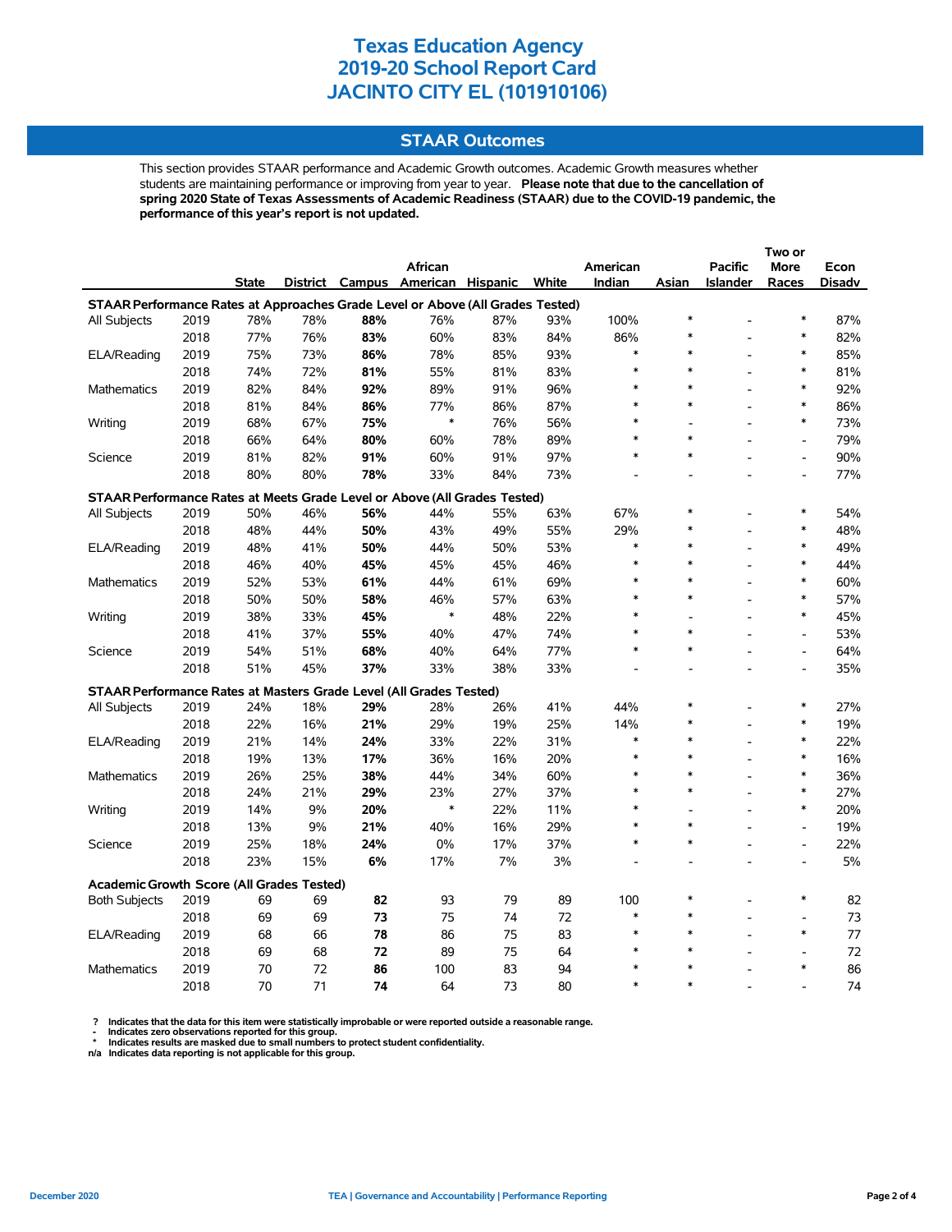# Texas Education Agency
# 2019-20 School Report Card
# JACINTO CITY EL (101910106)

## STAAR Outcomes

This section provides STAAR performance and Academic Growth outcomes. Academic Growth measures whether students are maintaining performance or improving from year to year. **Please note that due to the cancellation of spring 2020 State of Texas Assessments of Academic Readiness (STAAR) due to the COVID-19 pandemic, the performance of this year's report is not updated.**

| | | State | District | Campus | African American | Hispanic | White | American Indian | Asian | Pacific Islander | Two or More Races | Econ Disadv |
|---|---|---|---|---|---|---|---|---|---|---|---|---|
| **STAAR Performance Rates at Approaches Grade Level or Above (All Grades Tested)** | | | | | | | | | | | | |
| All Subjects | 2019 | 78% | 78% | **88%** | 76% | 87% | 93% | 100% | * | - | * | 87% |
| | 2018 | 77% | 76% | **83%** | 60% | 83% | 84% | 86% | * | - | * | 82% |
| ELA/Reading | 2019 | 75% | 73% | **86%** | 78% | 85% | 93% | * | * | - | * | 85% |
| | 2018 | 74% | 72% | **81%** | 55% | 81% | 83% | * | * | - | * | 81% |
| Mathematics | 2019 | 82% | 84% | **92%** | 89% | 91% | 96% | * | * | - | * | 92% |
| | 2018 | 81% | 84% | **86%** | 77% | 86% | 87% | * | * | - | * | 86% |
| Writing | 2019 | 68% | 67% | **75%** | * | 76% | 56% | * | - | - | * | 73% |
| | 2018 | 66% | 64% | **80%** | 60% | 78% | 89% | * | * | - | - | 79% |
| Science | 2019 | 81% | 82% | **91%** | 60% | 91% | 97% | * | * | - | - | 90% |
| | 2018 | 80% | 80% | **78%** | 33% | 84% | 73% | - | - | - | - | 77% |
| **STAAR Performance Rates at Meets Grade Level or Above (All Grades Tested)** | | | | | | | | | | | | |
| All Subjects | 2019 | 50% | 46% | **56%** | 44% | 55% | 63% | 67% | * | - | * | 54% |
| | 2018 | 48% | 44% | **50%** | 43% | 49% | 55% | 29% | * | - | * | 48% |
| ELA/Reading | 2019 | 48% | 41% | **50%** | 44% | 50% | 53% | * | * | - | * | 49% |
| | 2018 | 46% | 40% | **45%** | 45% | 45% | 46% | * | * | - | * | 44% |
| Mathematics | 2019 | 52% | 53% | **61%** | 44% | 61% | 69% | * | * | - | * | 60% |
| | 2018 | 50% | 50% | **58%** | 46% | 57% | 63% | * | * | - | * | 57% |
| Writing | 2019 | 38% | 33% | **45%** | * | 48% | 22% | * | - | - | * | 45% |
| | 2018 | 41% | 37% | **55%** | 40% | 47% | 74% | * | * | - | - | 53% |
| Science | 2019 | 54% | 51% | **68%** | 40% | 64% | 77% | * | * | - | - | 64% |
| | 2018 | 51% | 45% | **37%** | 33% | 38% | 33% | - | - | - | - | 35% |
| **STAAR Performance Rates at Masters Grade Level (All Grades Tested)** | | | | | | | | | | | | |
| All Subjects | 2019 | 24% | 18% | **29%** | 28% | 26% | 41% | 44% | * | - | * | 27% |
| | 2018 | 22% | 16% | **21%** | 29% | 19% | 25% | 14% | * | - | * | 19% |
| ELA/Reading | 2019 | 21% | 14% | **24%** | 33% | 22% | 31% | * | * | - | * | 22% |
| | 2018 | 19% | 13% | **17%** | 36% | 16% | 20% | * | * | - | * | 16% |
| Mathematics | 2019 | 26% | 25% | **38%** | 44% | 34% | 60% | * | * | - | * | 36% |
| | 2018 | 24% | 21% | **29%** | 23% | 27% | 37% | * | * | - | * | 27% |
| Writing | 2019 | 14% | 9% | **20%** | * | 22% | 11% | * | - | - | * | 20% |
| | 2018 | 13% | 9% | **21%** | 40% | 16% | 29% | * | * | - | - | 19% |
| Science | 2019 | 25% | 18% | **24%** | 0% | 17% | 37% | * | * | - | - | 22% |
| | 2018 | 23% | 15% | **6%** | 17% | 7% | 3% | - | - | - | - | 5% |
| **Academic Growth Score (All Grades Tested)** | | | | | | | | | | | | |
| Both Subjects | 2019 | 69 | 69 | **82** | 93 | 79 | 89 | 100 | * | - | * | 82 |
| | 2018 | 69 | 69 | **73** | 75 | 74 | 72 | * | * | - | - | 73 |
| ELA/Reading | 2019 | 68 | 66 | **78** | 86 | 75 | 83 | * | * | - | * | 77 |
| | 2018 | 69 | 68 | **72** | 89 | 75 | 64 | * | * | - | - | 72 |
| Mathematics | 2019 | 70 | 72 | **86** | 100 | 83 | 94 | * | * | - | * | 86 |
| | 2018 | 70 | 71 | **74** | 64 | 73 | 80 | * | * | - | - | 74 |

**?** Indicates that the data for this item were statistically improbable or were reported outside a reasonable range.
**-** Indicates zero observations reported for this group.
**\*** Indicates results are masked due to small numbers to protect student confidentiality.
**n/a** Indicates data reporting is not applicable for this group.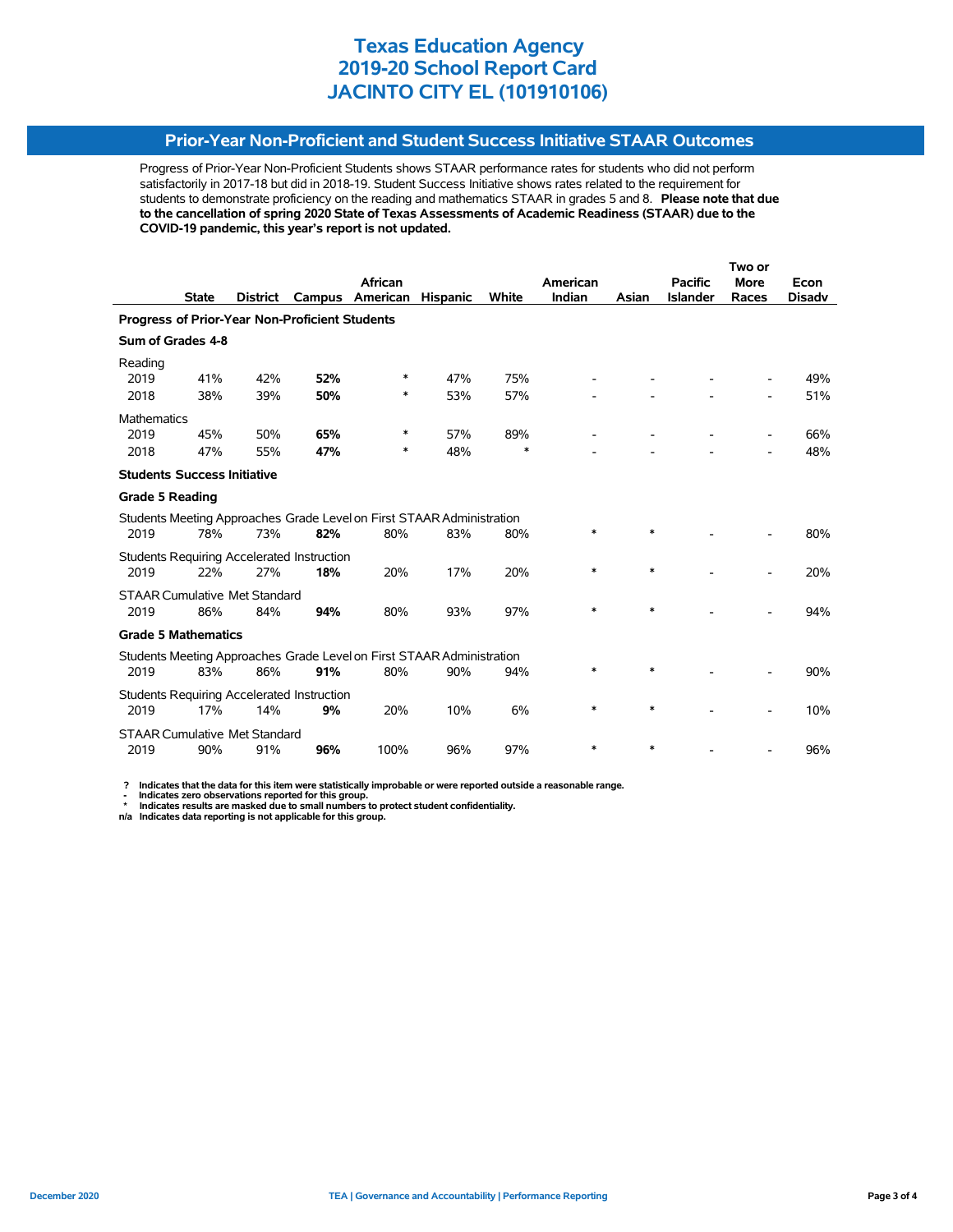# Texas Education Agency
# 2019-20 School Report Card
# JACINTO CITY EL (101910106)

## Prior-Year Non-Proficient and Student Success Initiative STAAR Outcomes

Progress of Prior-Year Non-Proficient Students shows STAAR performance rates for students who did not perform satisfactorily in 2017-18 but did in 2018-19. Student Success Initiative shows rates related to the requirement for students to demonstrate proficiency on the reading and mathematics STAAR in grades 5 and 8. **Please note that due to the cancellation of spring 2020 State of Texas Assessments of Academic Readiness (STAAR) due to the COVID-19 pandemic, this year's report is not updated.**

| | State | District | Campus | African American | Hispanic | White | American Indian | Asian | Pacific Islander | Two or More Races | Econ Disadv |
|---|---|---|---|---|---|---|---|---|---|---|---|
| **Progress of Prior-Year Non-Proficient Students** | | | | | | | | | | | |
| **Sum of Grades 4-8** | | | | | | | | | | | |
| Reading | | | | | | | | | | | |
| 2019 | 41% | 42% | **52%** | * | 47% | 75% | - | - | - | - | 49% |
| 2018 | 38% | 39% | **50%** | * | 53% | 57% | - | - | - | - | 51% |
| Mathematics | | | | | | | | | | | |
| 2019 | 45% | 50% | **65%** | * | 57% | 89% | - | - | - | - | 66% |
| 2018 | 47% | 55% | **47%** | * | 48% | * | - | - | - | - | 48% |
| **Students Success Initiative** | | | | | | | | | | | |
| **Grade 5 Reading** | | | | | | | | | | | |
| Students Meeting Approaches Grade Level on First STAAR Administration | | | | | | | | | | | |
| 2019 | 78% | 73% | **82%** | 80% | 83% | 80% | * | * | - | - | 80% |
| Students Requiring Accelerated Instruction | | | | | | | | | | | |
| 2019 | 22% | 27% | **18%** | 20% | 17% | 20% | * | * | - | - | 20% |
| STAAR Cumulative Met Standard | | | | | | | | | | | |
| 2019 | 86% | 84% | **94%** | 80% | 93% | 97% | * | * | - | - | 94% |
| **Grade 5 Mathematics** | | | | | | | | | | | |
| Students Meeting Approaches Grade Level on First STAAR Administration | | | | | | | | | | | |
| 2019 | 83% | 86% | **91%** | 80% | 90% | 94% | * | * | - | - | 90% |
| Students Requiring Accelerated Instruction | | | | | | | | | | | |
| 2019 | 17% | 14% | **9%** | 20% | 10% | 6% | * | * | - | - | 10% |
| STAAR Cumulative Met Standard | | | | | | | | | | | |
| 2019 | 90% | 91% | **96%** | 100% | 96% | 97% | * | * | - | - | 96% |

**? Indicates that the data for this item were statistically improbable or were reported outside a reasonable range.**
**- Indicates zero observations reported for this group.**
**\* Indicates results are masked due to small numbers to protect student confidentiality.**
**n/a Indicates data reporting is not applicable for this group.**